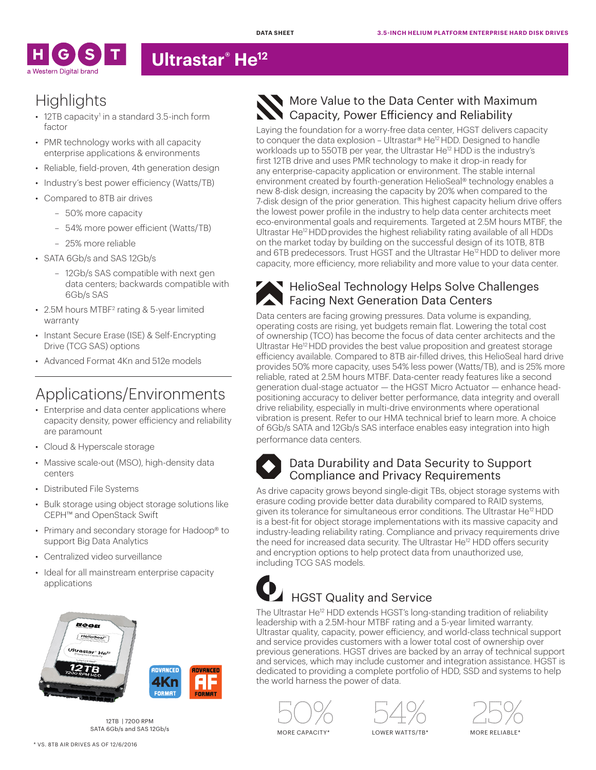DATA SHEET

3.5-INCH HELIUM PLATFORM ENTERPRISE HARD DISK DRIVES

# Ultrastar® He[12]

## Highlights

- 12TB capacity[1] in a standard 3.5-inch form factor
- PMR technology works with all capacity enterprise applications & environments
- Reliable, field-proven, 4th generation design
- Industry's best power efficiency (Watts/TB)
- Compared to 8TB air drives
  - 50% more capacity
  - 54% more power efficient (Watts/TB)
  - 25% more reliable
- SATA 6Gb/s and SAS 12Gb/s
  - 12Gb/s SAS compatible with next gen data centers; backwards compatible with 6Gb/s SAS
- 2.5M hours MTBF[2] rating & 5-year limited warranty
- Instant Secure Erase (ISE) & Self-Encrypting Drive (TCG SAS) options
- Advanced Format 4Kn and 512e models

## Applications/Environments

- Enterprise and data center applications where capacity density, power efficiency and reliability are paramount
- Cloud & Hyperscale storage
- Massive scale-out (MSO), high-density data centers
- Distributed File Systems
- Bulk storage using object storage solutions like CEPH™ and OpenStack Swift
- Primary and secondary storage for Hadoop® to support Big Data Analytics
- Centralized video surveillance
- Ideal for all mainstream enterprise capacity applications

12TB | 7200 RPM
SATA 6Gb/s and SAS 12Gb/s

## More Value to the Data Center with Maximum Capacity, Power Efficiency and Reliability

Laying the foundation for a worry-free data center, HGST delivers capacity to conquer the data explosion – Ultrastar® He[12] HDD. Designed to handle workloads up to 550TB per year, the Ultrastar He[12] HDD is the industry's first 12TB drive and uses PMR technology to make it drop-in ready for any enterprise-capacity application or environment. The stable internal environment created by fourth-generation HelioSeal® technology enables a new 8-disk design, increasing the capacity by 20% when compared to the 7-disk design of the prior generation. This highest capacity helium drive offers the lowest power profile in the industry to help data center architects meet eco-environmental goals and requirements. Targeted at 2.5M hours MTBF, the Ultrastar He[12] HDD provides the highest reliability rating available of all HDDs on the market today by building on the successful design of its 10TB, 8TB and 6TB predecessors. Trust HGST and the Ultrastar He[12] HDD to deliver more capacity, more efficiency, more reliability and more value to your data center.

## HelioSeal Technology Helps Solve Challenges Facing Next Generation Data Centers

Data centers are facing growing pressures. Data volume is expanding, operating costs are rising, yet budgets remain flat. Lowering the total cost of ownership (TCO) has become the focus of data center architects and the Ultrastar He[12] HDD provides the best value proposition and greatest storage efficiency available. Compared to 8TB air-filled drives, this HelioSeal hard drive provides 50% more capacity, uses 54% less power (Watts/TB), and is 25% more reliable, rated at 2.5M hours MTBF. Data-center ready features like a second generation dual-stage actuator — the HGST Micro Actuator — enhance head-positioning accuracy to deliver better performance, data integrity and overall drive reliability, especially in multi-drive environments where operational vibration is present. Refer to our HMA technical brief to learn more. A choice of 6Gb/s SATA and 12Gb/s SAS interface enables easy integration into high performance data centers.

## Data Durability and Data Security to Support Compliance and Privacy Requirements

As drive capacity grows beyond single-digit TBs, object storage systems with erasure coding provide better data durability compared to RAID systems, given its tolerance for simultaneous error conditions. The Ultrastar He[12] HDD is a best-fit for object storage implementations with its massive capacity and industry-leading reliability rating. Compliance and privacy requirements drive the need for increased data security. The Ultrastar He[12] HDD offers security and encryption options to help protect data from unauthorized use, including TCG SAS models.

## HGST Quality and Service

The Ultrastar He[12] HDD extends HGST's long-standing tradition of reliability leadership with a 2.5M-hour MTBF rating and a 5-year limited warranty. Ultrastar quality, capacity, power efficiency, and world-class technical support and service provides customers with a lower total cost of ownership over previous generations. HGST drives are backed by an array of technical support and services, which may include customer and integration assistance. HGST is dedicated to providing a complete portfolio of HDD, SSD and systems to help the world harness the power of data.

50% MORE CAPACITY*

54% LOWER WATTS/TB*

25% MORE RELIABLE*

* VS. 8TB AIR DRIVES AS OF 12/6/2016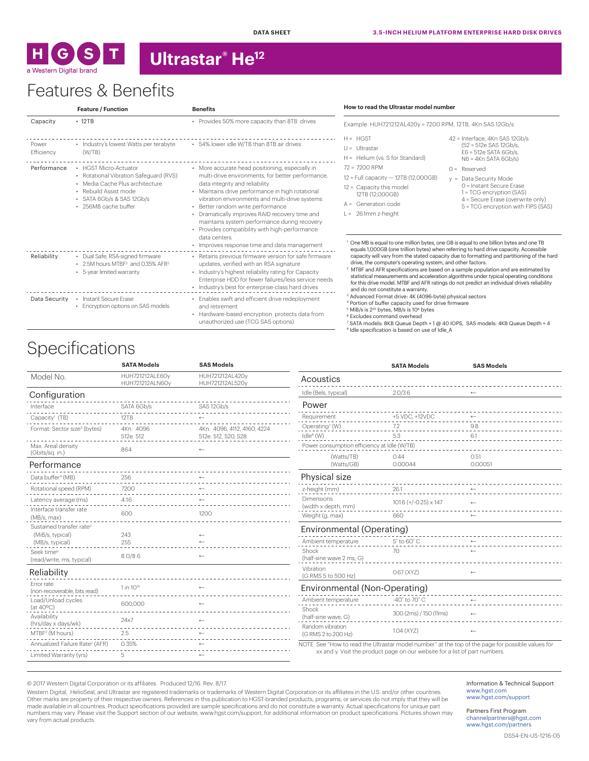DATA SHEET

3.5-INCH HELIUM PLATFORM ENTERPRISE HARD DISK DRIVES

HGST a Western Digital brand

# Ultrastar® He[12]

## Features & Benefits

| | Feature / Function | Benefits |
|---|---|---|
| Capacity | • 12TB | • Provides 50% more capacity than 8TB drives |
| Power Efficiency | • Industry's lowest Watts per terabyte (W/TB) | • 54% lower idle W/TB than 8TB air drives |
| Performance | • HGST Micro-Actuator<br>• Rotational Vibration Safeguard (RVS)<br>• Media Cache Plus architecture<br>• Rebuild Assist mode<br>• SATA 6Gb/s & SAS 12Gb/s<br>• 256MB cache buffer | • More accurate head positioning, especially in multi-drive environments, for better performance, data integrity and reliability<br>• Maintains drive performance in high rotational vibration environments and multi-drive systems<br>• Better random write performance<br>• Dramatically improves RAID recovery time and maintains system performance during recovery<br>• Provides compatibility with high-performance data centers<br>• Improves response time and data management |
| Reliability | • Dual Safe, RSA-signed firmware<br>• 2.5M hours MTBF[2] and 0.35% AFR[2]<br>• 5-year limited warranty | • Retains previous firmware version for safe firmware updates, verified with an RSA signature<br>• Industry's highest reliability rating for Capacity Enterprise HDD for fewer failures/less service needs<br>• Industry's best for enterprise-class hard drives |
| Data Security | • Instant Secure Erase<br>• Encryption options on SAS models | • Enables swift and efficient drive redeployment and retirement<br>• Hardware-based encryption protects data from unauthorized use (TCG SAS options) |

### How to read the Ultrastar model number

Example: HUH721212AL420y = 7200 RPM, 12TB, 4Kn SAS 12Gb/s

- H = HGST
- U = Ultrastar
- H = Helium (vs. S for Standard)
- 72 = 7200 RPM
- 12 = Full capacity — 12TB (12,000GB)
- 12 = Capacity this model 12TB (12,000GB)
- A = Generation code
- L = 26.1mm z-height
- 42 = Interface, 4Kn SAS 12Gb/s (52 = 512e SAS 12Gb/s, E6 = 512e SATA 6Gb/s, N6 = 4Kn SATA 6Gb/s)
- 0 = Reserved
- y = Data Security Mode
  - 0 = Instant Secure Erase
  - 1 = TCG encryption (SAS)
  - 4 = Secure Erase (overwrite only)
  - 5 = TCG encryption with FIPS (SAS)

[1] One MB is equal to one million bytes, one GB is equal to one billion bytes and one TB equals 1,000GB (one trillion bytes) when referring to hard drive capacity. Accessible capacity will vary from the stated capacity due to formatting and partitioning of the hard drive, the computer's operating system, and other factors.
[2] MTBF and AFR specifications are based on a sample population and are estimated by statistical measurements and acceleration algorithms under typical operating conditions for this drive model. MTBF and AFR ratings do not predict an individual drive's reliability and do not constitute a warranty.
[3] Advanced Format drive: 4K (4096-byte) physical sectors
[4] Portion of buffer capacity used for drive firmware
[5] MiB/s is $2^{20}$ bytes, MB/s is $10^6$ bytes
[6] Excludes command overhead
[7] SATA models: 8KB Queue Depth = 1 @ 40 IOPS, SAS models: 4KB Queue Depth = 4
[8] Idle specification is based on use of Idle_A

## Specifications

| | SATA Models | SAS Models |
|---|---|---|
| Model No. | HUH721212ALE60y<br>HUH721212ALN60y | HUH721212AL420y<br>HUH721212AL520y |
| **Configuration** | | |
| Interface | SATA 6Gb/s | SAS 12Gb/s |
| Capacity[1] (TB) | 12TB | ← |
| Format: Sector size[3] (bytes) | 4Kn: 4096<br>512e: 512 | 4Kn: 4096, 4112, 4160, 4224<br>512e: 512, 520, 528 |
| Max. Areal density (Gbits/sq. in.) | 864 | ← |
| **Performance** | | |
| Data buffer[4] (MB) | 256 | ← |
| Rotational speed (RPM) | 7200 | ← |
| Latency average (ms) | 4.16 | ← |
| Interface transfer rate (MB/s, max) | 600 | 1200 |
| Sustained transfer rate[5] (MiB/s, typical) | 243 | ← |
| Sustained transfer rate[5] (MB/s, typical) | 255 | ← |
| Seek time[6] (read/write, ms, typical) | 8.0/8.6 | ← |
| **Reliability** | | |
| Error rate (non-recoverable, bits read) | 1 in $10^{15}$ | ← |
| Load/Unload cycles (at 40ºC) | 600,000 | ← |
| Availability (hrs/day x days/wk) | 24x7 | ← |
| MTBF[2] (M hours) | 2.5 | ← |
| Annualized Failure Rate[2] (AFR) | 0.35% | ← |
| Limited Warranty (yrs) | 5 | ← |

| | SATA Models | SAS Models |
|---|---|---|
| **Acoustics** | | |
| Idle (Bels, typical) | 2.0/3.6 | ← |
| **Power** | | |
| Requirement | +5 VDC, +12VDC | ← |
| Operating[7] (W) | 7.2 | 9.8 |
| Idle[8] (W) | 5.3 | 6.1 |
| Power consumption efficiency at Idle (W/TB) | | |
| (Watts/TB) | 0.44 | 0.51 |
| (Watts/GB) | 0.00044 | 0.00051 |
| **Physical size** | | |
| z-height (mm) | 26.1 | ← |
| Dimensions (width x depth, mm) | 101.6 (+/-0.25) x 147 | ← |
| Weight (g, max) | 660 | ← |
| **Environmental (Operating)** | | |
| Ambient temperature | 5° to 60° C | ← |
| Shock (half-sine wave 2 ms, G) | 70 | ← |
| Vibration (G RMS 5 to 500 Hz) | 0.67 (XYZ) | ← |
| **Environmental (Non-Operating)** | | |
| Ambient temperature | -40° to 70° C | ← |
| Shock (half-sine wave, G) | 300 (2ms) / 150 (11ms) | ← |
| Random vibration (G RMS 2 to 200 Hz) | 1.04 (XYZ) | ← |

NOTE: See "How to read the Ultrastar model number" at the top of the page for possible values for xx and y. Visit the product page on our website for a list of part numbers.

© 2017 Western Digital Corporation or its affiliates. Produced 12/16. Rev. 8/17.

Western Digital, HelioSeal, and Ultrastar are registered trademarks or trademarks of Western Digital Corporation or its affiliates in the U.S. and/or other countries. Other marks are property of their respective owners. References in this publication to HGST-branded products, programs, or services do not imply that they will be made available in all countries. Product specifications provided are sample specifications and do not constitute a warranty. Actual specifications for unique part numbers may vary. Please visit the Support section of our website, www.hgst.com/support, for additional information on product specifications. Pictures shown may vary from actual products.

Information & Technical Support
www.hgst.com
www.hgst.com/support

Partners First Program
channelpartners@hgst.com
www.hgst.com/partners

DS54-EN-US-1216-05